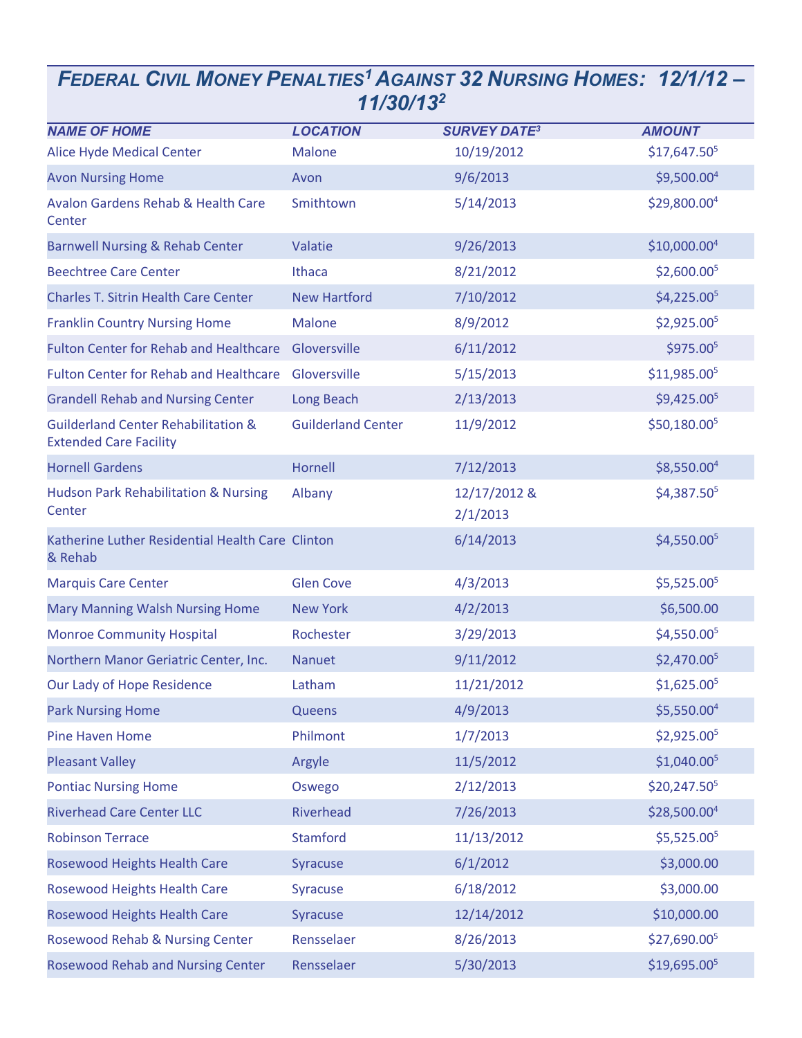# *Federal Civil Money Penalties[1] Against 32 Nursing Homes: 12/1/12 – 11/30/13[2]*

| *NAME OF HOME* | *LOCATION* | *SURVEY DATE[3]* | *AMOUNT* |
|---|---|---|---|
| Alice Hyde Medical Center | Malone | 10/19/2012 | $17,647.50[5] |
| Avon Nursing Home | Avon | 9/6/2013 | $9,500.00[4] |
| Avalon Gardens Rehab & Health Care Center | Smithtown | 5/14/2013 | $29,800.00[4] |
| Barnwell Nursing & Rehab Center | Valatie | 9/26/2013 | $10,000.00[4] |
| Beechtree Care Center | Ithaca | 8/21/2012 | $2,600.00[5] |
| Charles T. Sitrin Health Care Center | New Hartford | 7/10/2012 | $4,225.00[5] |
| Franklin Country Nursing Home | Malone | 8/9/2012 | $2,925.00[5] |
| Fulton Center for Rehab and Healthcare | Gloversville | 6/11/2012 | $975.00[5] |
| Fulton Center for Rehab and Healthcare | Gloversville | 5/15/2013 | $11,985.00[5] |
| Grandell Rehab and Nursing Center | Long Beach | 2/13/2013 | $9,425.00[5] |
| Guilderland Center Rehabilitation & Extended Care Facility | Guilderland Center | 11/9/2012 | $50,180.00[5] |
| Hornell Gardens | Hornell | 7/12/2013 | $8,550.00[4] |
| Hudson Park Rehabilitation & Nursing Center | Albany | 12/17/2012 & 2/1/2013 | $4,387.50[5] |
| Katherine Luther Residential Health Care & Rehab | Clinton | 6/14/2013 | $4,550.00[5] |
| Marquis Care Center | Glen Cove | 4/3/2013 | $5,525.00[5] |
| Mary Manning Walsh Nursing Home | New York | 4/2/2013 | $6,500.00 |
| Monroe Community Hospital | Rochester | 3/29/2013 | $4,550.00[5] |
| Northern Manor Geriatric Center, Inc. | Nanuet | 9/11/2012 | $2,470.00[5] |
| Our Lady of Hope Residence | Latham | 11/21/2012 | $1,625.00[5] |
| Park Nursing Home | Queens | 4/9/2013 | $5,550.00[4] |
| Pine Haven Home | Philmont | 1/7/2013 | $2,925.00[5] |
| Pleasant Valley | Argyle | 11/5/2012 | $1,040.00[5] |
| Pontiac Nursing Home | Oswego | 2/12/2013 | $20,247.50[5] |
| Riverhead Care Center LLC | Riverhead | 7/26/2013 | $28,500.00[4] |
| Robinson Terrace | Stamford | 11/13/2012 | $5,525.00[5] |
| Rosewood Heights Health Care | Syracuse | 6/1/2012 | $3,000.00 |
| Rosewood Heights Health Care | Syracuse | 6/18/2012 | $3,000.00 |
| Rosewood Heights Health Care | Syracuse | 12/14/2012 | $10,000.00 |
| Rosewood Rehab & Nursing Center | Rensselaer | 8/26/2013 | $27,690.00[5] |
| Rosewood Rehab and Nursing Center | Rensselaer | 5/30/2013 | $19,695.00[5] |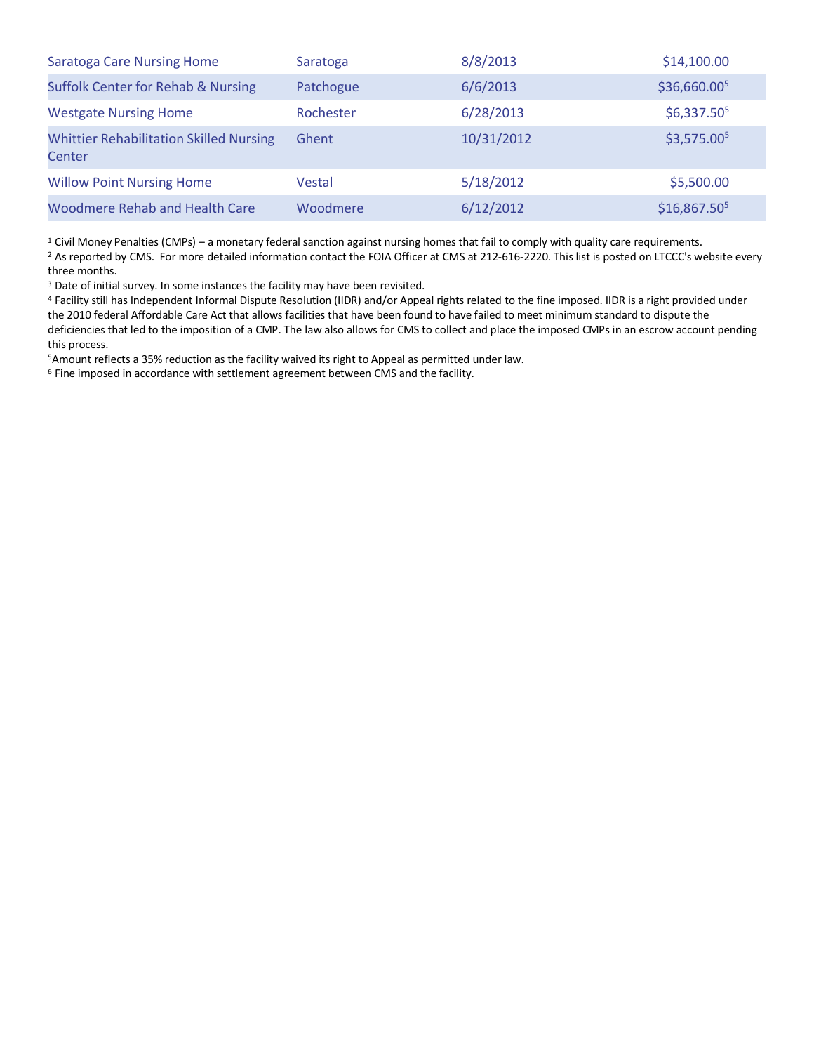| | | | |
|---|---|---|---|
| Saratoga Care Nursing Home | Saratoga | 8/8/2013 | $14,100.00 |
| Suffolk Center for Rehab & Nursing | Patchogue | 6/6/2013 | $36,660.00[5] |
| Westgate Nursing Home | Rochester | 6/28/2013 | $6,337.50[5] |
| Whittier Rehabilitation Skilled Nursing Center | Ghent | 10/31/2012 | $3,575.00[5] |
| Willow Point Nursing Home | Vestal | 5/18/2012 | $5,500.00 |
| Woodmere Rehab and Health Care | Woodmere | 6/12/2012 | $16,867.50[5] |

[1] Civil Money Penalties (CMPs) – a monetary federal sanction against nursing homes that fail to comply with quality care requirements.
[2] As reported by CMS. For more detailed information contact the FOIA Officer at CMS at 212-616-2220. This list is posted on LTCCC's website every three months.
[3] Date of initial survey. In some instances the facility may have been revisited.
[4] Facility still has Independent Informal Dispute Resolution (IIDR) and/or Appeal rights related to the fine imposed. IIDR is a right provided under the 2010 federal Affordable Care Act that allows facilities that have been found to have failed to meet minimum standard to dispute the deficiencies that led to the imposition of a CMP. The law also allows for CMS to collect and place the imposed CMPs in an escrow account pending this process.
[5] Amount reflects a 35% reduction as the facility waived its right to Appeal as permitted under law.
[6] Fine imposed in accordance with settlement agreement between CMS and the facility.